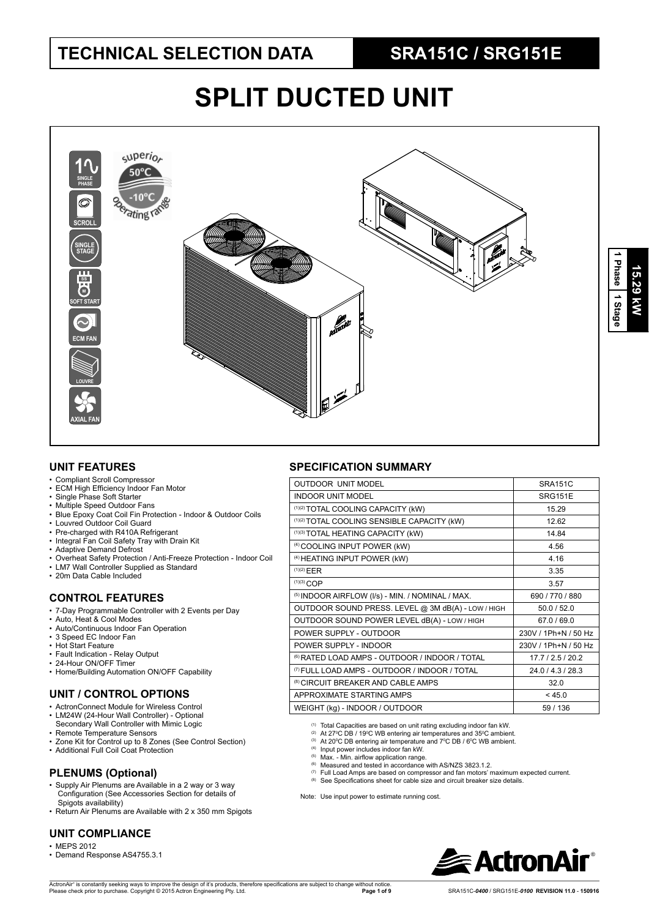# TECHNICAL SELECTION DATA

## SRA151C / SRG151E

# SPLIT DUCTED UNIT

1 Phase | 1 Stage | 15.29 kW

### UNIT FEATURES

- Compliant Scroll Compressor
- ECM High Efficiency Indoor Fan Motor
- Single Phase Soft Starter
- Multiple Speed Outdoor Fans
- Blue Epoxy Coat Coil Fin Protection - Indoor & Outdoor Coils
- Louvred Outdoor Coil Guard
- Pre-charged with R410A Refrigerant
- Integral Fan Coil Safety Tray with Drain Kit
- Adaptive Demand Defrost
- Overheat Safety Protection / Anti-Freeze Protection - Indoor Coil
- LM7 Wall Controller Supplied as Standard
- 20m Data Cable Included

### CONTROL FEATURES

- 7-Day Programmable Controller with 2 Events per Day
- Auto, Heat & Cool Modes
- Auto/Continuous Indoor Fan Operation
- 3 Speed EC Indoor Fan
- Hot Start Feature
- Fault Indication - Relay Output
- 24-Hour ON/OFF Timer
- Home/Building Automation ON/OFF Capability

### UNIT / CONTROL OPTIONS

- ActronConnect Module for Wireless Control
- LM24W (24-Hour Wall Controller) - Optional Secondary Wall Controller with Mimic Logic
- Remote Temperature Sensors
- Zone Kit for Control up to 8 Zones (See Control Section)
- Additional Full Coil Coat Protection

### PLENUMS (Optional)

- Supply Air Plenums are Available in a 2 way or 3 way Configuration (See Accessories Section for details of Spigots availability)
- Return Air Plenums are Available with 2 x 350 mm Spigots

### UNIT COMPLIANCE

- MEPS 2012
- Demand Response AS4755.3.1

### SPECIFICATION SUMMARY

| OUTDOOR UNIT MODEL | SRA151C |
|---|---|
| INDOOR UNIT MODEL | SRG151E |
| (1)(2) TOTAL COOLING CAPACITY (kW) | 15.29 |
| (1)(2) TOTAL COOLING SENSIBLE CAPACITY (kW) | 12.62 |
| (1)(3) TOTAL HEATING CAPACITY (kW) | 14.84 |
| (4) COOLING INPUT POWER (kW) | 4.56 |
| (4) HEATING INPUT POWER (kW) | 4.16 |
| (1)(2) EER | 3.35 |
| (1)(3) COP | 3.57 |
| (5) INDOOR AIRFLOW (l/s) - MIN. / NOMINAL / MAX. | 690 / 770 / 880 |
| OUTDOOR SOUND PRESS. LEVEL @ 3M dB(A) - LOW / HIGH | 50.0 / 52.0 |
| OUTDOOR SOUND POWER LEVEL dB(A) - LOW / HIGH | 67.0 / 69.0 |
| POWER SUPPLY - OUTDOOR | 230V / 1Ph+N / 50 Hz |
| POWER SUPPLY - INDOOR | 230V / 1Ph+N / 50 Hz |
| (6) RATED LOAD AMPS - OUTDOOR / INDOOR / TOTAL | 17.7 / 2.5 / 20.2 |
| (7) FULL LOAD AMPS - OUTDOOR / INDOOR / TOTAL | 24.0 / 4.3 / 28.3 |
| (8) CIRCUIT BREAKER AND CABLE AMPS | 32.0 |
| APPROXIMATE STARTING AMPS | < 45.0 |
| WEIGHT (kg) - INDOOR / OUTDOOR | 59 / 136 |

(1) Total Capacities are based on unit rating excluding indoor fan kW.
(2) At 27°C DB / 19°C WB entering air temperatures and 35°C ambient.
(3) At 20°C DB entering air temperature and 7°C DB / 6°C WB ambient.
(4) Input power includes indoor fan kW.
(5) Max. - Min. airflow application range.
(6) Measured and tested in accordance with AS/NZS 3823.1.2.
(7) Full Load Amps are based on compressor and fan motors' maximum expected current.
(8) See Specifications sheet for cable size and circuit breaker size details.

Note: Use input power to estimate running cost.

ActronAir® is constantly seeking ways to improve the design of it's products, therefore specifications are subject to change without notice. Please check prior to purchase. Copyright © 2015 Actron Engineering Pty. Ltd.

SRA151C-0400 / SRG151E-0100 REVISION 11.0 - 150916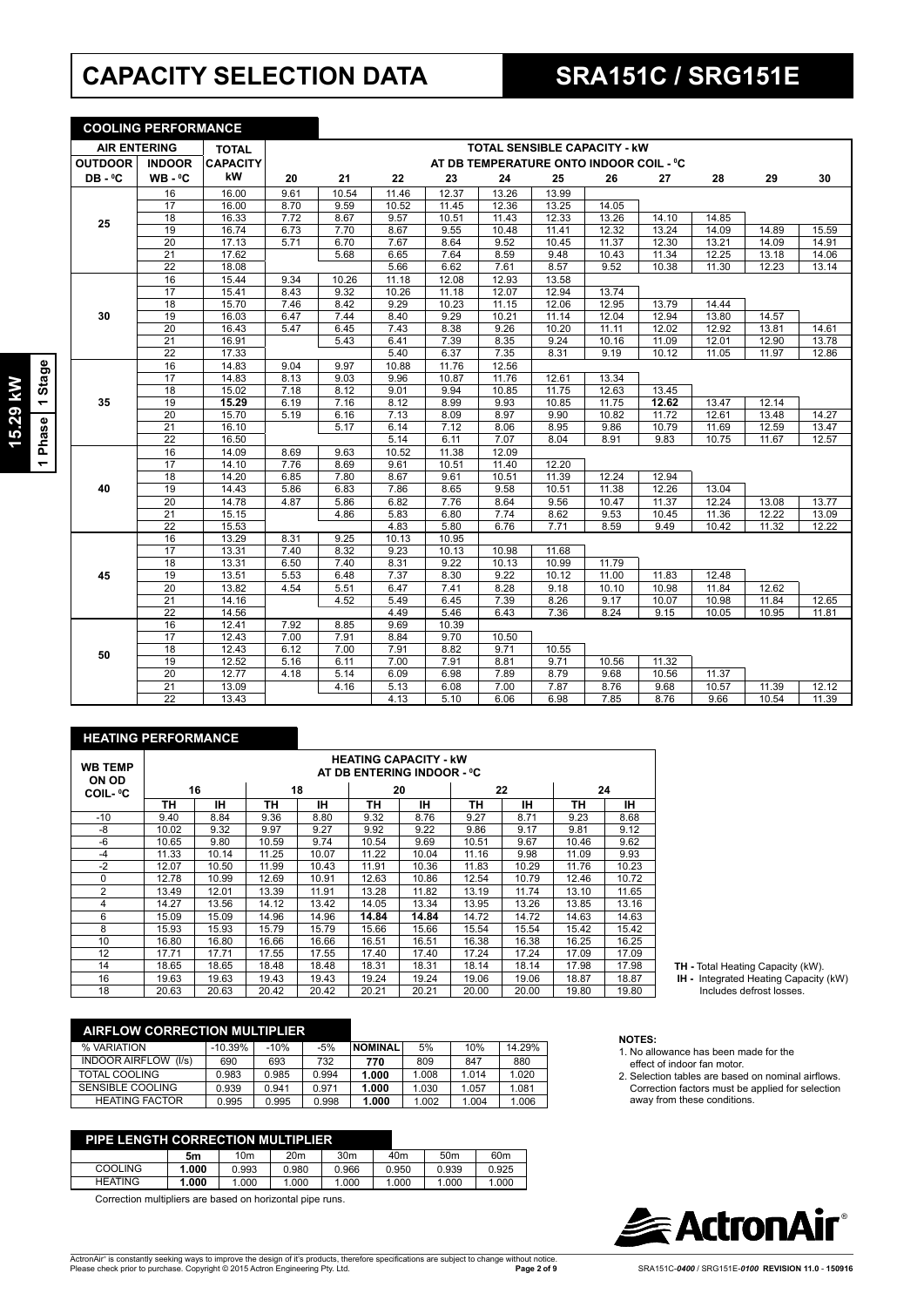# CAPACITY SELECTION DATA

# SRA151C / SRG151E

**15.29 kW** | **1 Phase** | **1 Stage**

## COOLING PERFORMANCE

| AIR ENTERING | | TOTAL | TOTAL SENSIBLE CAPACITY - kW | | | | | | | | | | |
|---|---|---|---|---|---|---|---|---|---|---|---|---|---|
| OUTDOOR | INDOOR | CAPACITY | AT DB TEMPERATURE ONTO INDOOR COIL - ⁰C | | | | | | | | | | |
| DB - ⁰C | WB - ⁰C | kW | 20 | 21 | 22 | 23 | 24 | 25 | 26 | 27 | 28 | 29 | 30 |
| 25 | 16 | 16.00 | 9.61 | 10.54 | 11.46 | 12.37 | 13.26 | 13.99 | | | | | |
| | 17 | 16.00 | 8.70 | 9.59 | 10.52 | 11.45 | 12.36 | 13.25 | 14.05 | | | | |
| | 18 | 16.33 | 7.72 | 8.67 | 9.57 | 10.51 | 11.43 | 12.33 | 13.26 | 14.10 | 14.85 | | |
| | 19 | 16.74 | 6.73 | 7.70 | 8.67 | 9.55 | 10.48 | 11.41 | 12.32 | 13.24 | 14.09 | 14.89 | 15.59 |
| | 20 | 17.13 | 5.71 | 6.70 | 7.67 | 8.64 | 9.52 | 10.45 | 11.37 | 12.30 | 13.21 | 14.09 | 14.91 |
| | 21 | 17.62 | | 5.68 | 6.65 | 7.64 | 8.59 | 9.48 | 10.43 | 11.34 | 12.25 | 13.18 | 14.06 |
| | 22 | 18.08 | | | 5.66 | 6.62 | 7.61 | 8.57 | 9.52 | 10.38 | 11.30 | 12.23 | 13.14 |
| 30 | 16 | 15.44 | 9.34 | 10.26 | 11.18 | 12.08 | 12.93 | 13.58 | | | | | |
| | 17 | 15.41 | 8.43 | 9.32 | 10.26 | 11.18 | 12.07 | 12.94 | 13.74 | | | | |
| | 18 | 15.70 | 7.46 | 8.42 | 9.29 | 10.23 | 11.15 | 12.06 | 12.95 | 13.79 | 14.44 | | |
| | 19 | 16.03 | 6.47 | 7.44 | 8.40 | 9.29 | 10.21 | 11.14 | 12.04 | 12.94 | 13.80 | 14.57 | |
| | 20 | 16.43 | 5.47 | 6.45 | 7.43 | 8.38 | 9.26 | 10.20 | 11.11 | 12.02 | 12.92 | 13.81 | 14.61 |
| | 21 | 16.91 | | 5.43 | 6.41 | 7.39 | 8.35 | 9.24 | 10.16 | 11.09 | 12.01 | 12.90 | 13.78 |
| | 22 | 17.33 | | | 5.40 | 6.37 | 7.35 | 8.31 | 9.19 | 10.12 | 11.05 | 11.97 | 12.86 |
| 35 | 16 | 14.83 | 9.04 | 9.97 | 10.88 | 11.76 | 12.56 | | | | | | |
| | 17 | 14.83 | 8.13 | 9.03 | 9.96 | 10.87 | 11.76 | 12.61 | 13.34 | | | | |
| | 18 | 15.02 | 7.18 | 8.12 | 9.01 | 9.94 | 10.85 | 11.75 | 12.63 | 13.45 | | | |
| | 19 | **15.29** | 6.19 | 7.16 | 8.12 | 8.99 | 9.93 | 10.85 | 11.75 | **12.62** | 13.47 | 12.14 | |
| | 20 | 15.70 | 5.19 | 6.16 | 7.13 | 8.09 | 8.97 | 9.90 | 10.82 | 11.72 | 12.61 | 13.48 | 14.27 |
| | 21 | 16.10 | | 5.17 | 6.14 | 7.12 | 8.06 | 8.95 | 9.86 | 10.79 | 11.69 | 12.59 | 13.47 |
| | 22 | 16.50 | | | 5.14 | 6.11 | 7.07 | 8.04 | 8.91 | 9.83 | 10.75 | 11.67 | 12.57 |
| 40 | 16 | 14.09 | 8.69 | 9.63 | 10.52 | 11.38 | 12.09 | | | | | | |
| | 17 | 14.10 | 7.76 | 8.69 | 9.61 | 10.51 | 11.40 | 12.20 | | | | | |
| | 18 | 14.20 | 6.85 | 7.80 | 8.67 | 9.61 | 10.51 | 11.39 | 12.24 | 12.94 | | | |
| | 19 | 14.43 | 5.86 | 6.83 | 7.86 | 8.65 | 9.58 | 10.51 | 11.38 | 12.26 | 13.04 | | |
| | 20 | 14.78 | 4.87 | 5.86 | 6.82 | 7.76 | 8.64 | 9.56 | 10.47 | 11.37 | 12.24 | 13.08 | 13.77 |
| | 21 | 15.15 | | 4.86 | 5.83 | 6.80 | 7.74 | 8.62 | 9.53 | 10.45 | 11.36 | 12.22 | 13.09 |
| | 22 | 15.53 | | | 4.83 | 5.80 | 6.76 | 7.71 | 8.59 | 9.49 | 10.42 | 11.32 | 12.22 |
| 45 | 16 | 13.29 | 8.31 | 9.25 | 10.13 | 10.95 | | | | | | | |
| | 17 | 13.31 | 7.40 | 8.32 | 9.23 | 10.13 | 10.98 | 11.68 | | | | | |
| | 18 | 13.31 | 6.50 | 7.40 | 8.31 | 9.22 | 10.13 | 10.99 | 11.79 | | | | |
| | 19 | 13.51 | 5.53 | 6.48 | 7.37 | 8.30 | 9.22 | 10.12 | 11.00 | 11.83 | 12.48 | | |
| | 20 | 13.82 | 4.54 | 5.51 | 6.47 | 7.41 | 8.28 | 9.18 | 10.10 | 10.98 | 11.84 | 12.62 | |
| | 21 | 14.16 | | 4.52 | 5.49 | 6.45 | 7.39 | 8.26 | 9.17 | 10.07 | 10.98 | 11.84 | 12.65 |
| | 22 | 14.56 | | | 4.49 | 5.46 | 6.43 | 7.36 | 8.24 | 9.15 | 10.05 | 10.95 | 11.81 |
| 50 | 16 | 12.41 | 7.92 | 8.85 | 9.69 | 10.39 | | | | | | | |
| | 17 | 12.43 | 7.00 | 7.91 | 8.84 | 9.70 | 10.50 | | | | | | |
| | 18 | 12.43 | 6.12 | 7.00 | 7.91 | 8.82 | 9.71 | 10.55 | | | | | |
| | 19 | 12.52 | 5.16 | 6.11 | 7.00 | 7.91 | 8.81 | 9.71 | 10.56 | 11.32 | | | |
| | 20 | 12.77 | 4.18 | 5.14 | 6.09 | 6.98 | 7.89 | 8.79 | 9.68 | 10.56 | 11.37 | | |
| | 21 | 13.09 | | 4.16 | 5.13 | 6.08 | 7.00 | 7.87 | 8.76 | 9.68 | 10.57 | 11.39 | 12.12 |
| | 22 | 13.43 | | | 4.13 | 5.10 | 6.06 | 6.98 | 7.85 | 8.76 | 9.66 | 10.54 | 11.39 |

## HEATING PERFORMANCE

| WB TEMP ON OD COIL- ⁰C | HEATING CAPACITY - kW AT DB ENTERING INDOOR - ⁰C | | | | | | | | | |
|---|---|---|---|---|---|---|---|---|---|---|
| | 16 | | 18 | | 20 | | 22 | | 24 | |
| | TH | IH | TH | IH | TH | IH | TH | IH | TH | IH |
| -10 | 9.40 | 8.84 | 9.36 | 8.80 | 9.32 | 8.76 | 9.27 | 8.71 | 9.23 | 8.68 |
| -8 | 10.02 | 9.32 | 9.97 | 9.27 | 9.92 | 9.22 | 9.86 | 9.17 | 9.81 | 9.12 |
| -6 | 10.65 | 9.80 | 10.59 | 9.74 | 10.54 | 9.69 | 10.51 | 9.67 | 10.46 | 9.62 |
| -4 | 11.33 | 10.14 | 11.25 | 10.07 | 11.22 | 10.04 | 11.16 | 9.98 | 11.09 | 9.93 |
| -2 | 12.07 | 10.50 | 11.99 | 10.43 | 11.91 | 10.36 | 11.83 | 10.29 | 11.76 | 10.23 |
| 0 | 12.78 | 10.99 | 12.69 | 10.91 | 12.63 | 10.86 | 12.54 | 10.79 | 12.46 | 10.72 |
| 2 | 13.49 | 12.01 | 13.39 | 11.91 | 13.28 | 11.82 | 13.19 | 11.74 | 13.10 | 11.65 |
| 4 | 14.27 | 13.56 | 14.12 | 13.42 | 14.05 | 13.34 | 13.95 | 13.26 | 13.85 | 13.16 |
| 6 | 15.09 | 15.09 | 14.96 | 14.96 | **14.84** | **14.84** | 14.72 | 14.72 | 14.63 | 14.63 |
| 8 | 15.93 | 15.93 | 15.79 | 15.79 | 15.66 | 15.66 | 15.54 | 15.54 | 15.42 | 15.42 |
| 10 | 16.80 | 16.80 | 16.66 | 16.66 | 16.51 | 16.51 | 16.38 | 16.38 | 16.25 | 16.25 |
| 12 | 17.71 | 17.71 | 17.55 | 17.55 | 17.40 | 17.40 | 17.24 | 17.24 | 17.09 | 17.09 |
| 14 | 18.65 | 18.65 | 18.48 | 18.48 | 18.31 | 18.31 | 18.14 | 18.14 | 17.98 | 17.98 |
| 16 | 19.63 | 19.63 | 19.43 | 19.43 | 19.24 | 19.24 | 19.06 | 19.06 | 18.87 | 18.87 |
| 18 | 20.63 | 20.63 | 20.42 | 20.42 | 20.21 | 20.21 | 20.00 | 20.00 | 19.80 | 19.80 |

**TH -** Total Heating Capacity (kW).
**IH -** Integrated Heating Capacity (kW) Includes defrost losses.

## AIRFLOW CORRECTION MULTIPLIER

| % VARIATION | -10.39% | -10% | -5% | NOMINAL | 5% | 10% | 14.29% |
|---|---|---|---|---|---|---|---|
| INDOOR AIRFLOW (l/s) | 690 | 693 | 732 | **770** | 809 | 847 | 880 |
| TOTAL COOLING | 0.983 | 0.985 | 0.994 | **1.000** | 1.008 | 1.014 | 1.020 |
| SENSIBLE COOLING | 0.939 | 0.941 | 0.971 | **1.000** | 1.030 | 1.057 | 1.081 |
| HEATING FACTOR | 0.995 | 0.995 | 0.998 | **1.000** | 1.002 | 1.004 | 1.006 |

**NOTES:**
1. No allowance has been made for the effect of indoor fan motor.
2. Selection tables are based on nominal airflows. Correction factors must be applied for selection away from these conditions.

## PIPE LENGTH CORRECTION MULTIPLIER

| | 5m | 10m | 20m | 30m | 40m | 50m | 60m |
|---|---|---|---|---|---|---|---|
| COOLING | **1.000** | 0.993 | 0.980 | 0.966 | 0.950 | 0.939 | 0.925 |
| HEATING | **1.000** | 1.000 | 1.000 | 1.000 | 1.000 | 1.000 | 1.000 |

Correction multipliers are based on horizontal pipe runs.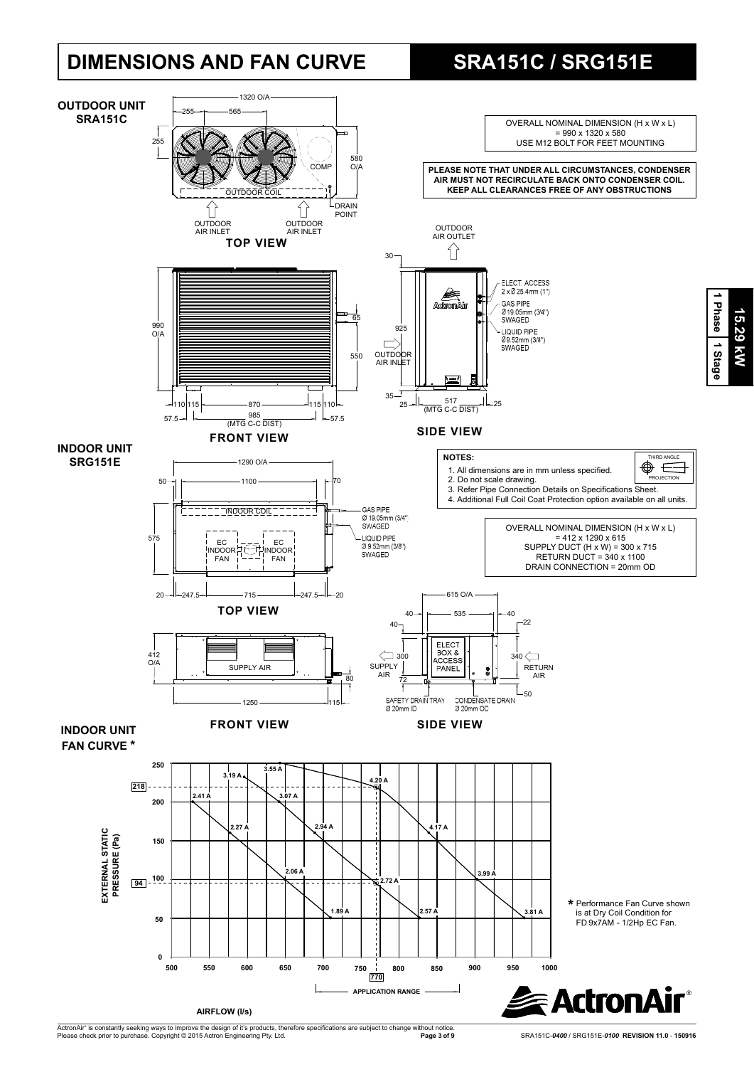# DIMENSIONS AND FAN CURVE

## SRA151C / SRG151E

**15.29 kW | 1 Phase | 1 Stage**

### OUTDOOR UNIT SRA151C

OVERALL NOMINAL DIMENSION (H x W x L)
= 990 x 1320 x 580
USE M12 BOLT FOR FEET MOUNTING

**PLEASE NOTE THAT UNDER ALL CIRCUMSTANCES, CONDENSER AIR MUST NOT RECIRCULATE BACK ONTO CONDENSER COIL. KEEP ALL CLEARANCES FREE OF ANY OBSTRUCTIONS**

**TOP VIEW**

1320 O/A, 255, 565, 255, 580 O/A, COMP, OUTDOOR COIL, DRAIN POINT, OUTDOOR AIR INLET, OUTDOOR AIR INLET

**FRONT VIEW**

990 O/A, 65, 550, 110, 115, 870, 115, 110, 57.5, 985 (MTG C-C DIST), 57.5

**SIDE VIEW**

OUTDOOR AIR OUTLET, 30, 925, 35, OUTDOOR AIR INLET, 25, 517 (MTG C-C DIST), 25

ELECT. ACCESS 2 x Ø 25.4mm (1")
GAS PIPE Ø 19.05mm (3/4") SWAGED
LIQUID PIPE Ø 9.52mm (3/8") SWAGED

### INDOOR UNIT SRG151E

**NOTES:**

1. All dimensions are in mm unless specified.
2. Do not scale drawing.
3. Refer Pipe Connection Details on Specifications Sheet.
4. Additional Full Coil Coat Protection option available on all units.

THIRD ANGLE PROJECTION

OVERALL NOMINAL DIMENSION (H x W x L)
= 412 x 1290 x 615
SUPPLY DUCT (H x W) = 300 x 715
RETURN DUCT = 340 x 1100
DRAIN CONNECTION = 20mm OD

**TOP VIEW**

1290 O/A, 50, 1100, 70, 575, INDOOR COIL, EC INDOOR FAN, EC INDOOR FAN, 20, 247.5, 715, 247.5, 20

GAS PIPE Ø 19.05mm (3/4") SWAGED
LIQUID PIPE Ø 9.52mm (3/8") SWAGED

**FRONT VIEW**

412 O/A, SUPPLY AIR, 80, 1250, 115

**SIDE VIEW**

615 O/A, 40, 535, 40, 40, 22, ELECT BOX & ACCESS PANEL, SUPPLY AIR 300, 72, RETURN AIR 340, 50
SAFETY DRAIN TRAY Ø 20mm ID
CONDENSATE DRAIN Ø 20mm OD

### INDOOR UNIT FAN CURVE *

EXTERNAL STATIC PRESSURE (Pa) vs AIRFLOW (l/s)

Reference lines: 218 Pa, 94 Pa at 770 l/s. APPLICATION RANGE indicated below the airflow axis (approx. 700–890 l/s).

Curve current labels: 3.19 A, 3.55 A, 4.20 A, 2.41 A, 3.07 A, 2.27 A, 2.94 A, 4.17 A, 2.06 A, 2.72 A, 3.99 A, 1.89 A, 2.57 A, 3.81 A

\* Performance Fan Curve shown is at Dry Coil Condition for FD 9x7AM - 1/2Hp EC Fan.

ActronAir

ActronAir® is constantly seeking ways to improve the design of it's products, therefore specifications are subject to change without notice. Please check prior to purchase. Copyright © 2015 Actron Engineering Pty. Ltd.

SRA151C-*0400* / SRG151E-*0100* **REVISION 11.0 - 150916**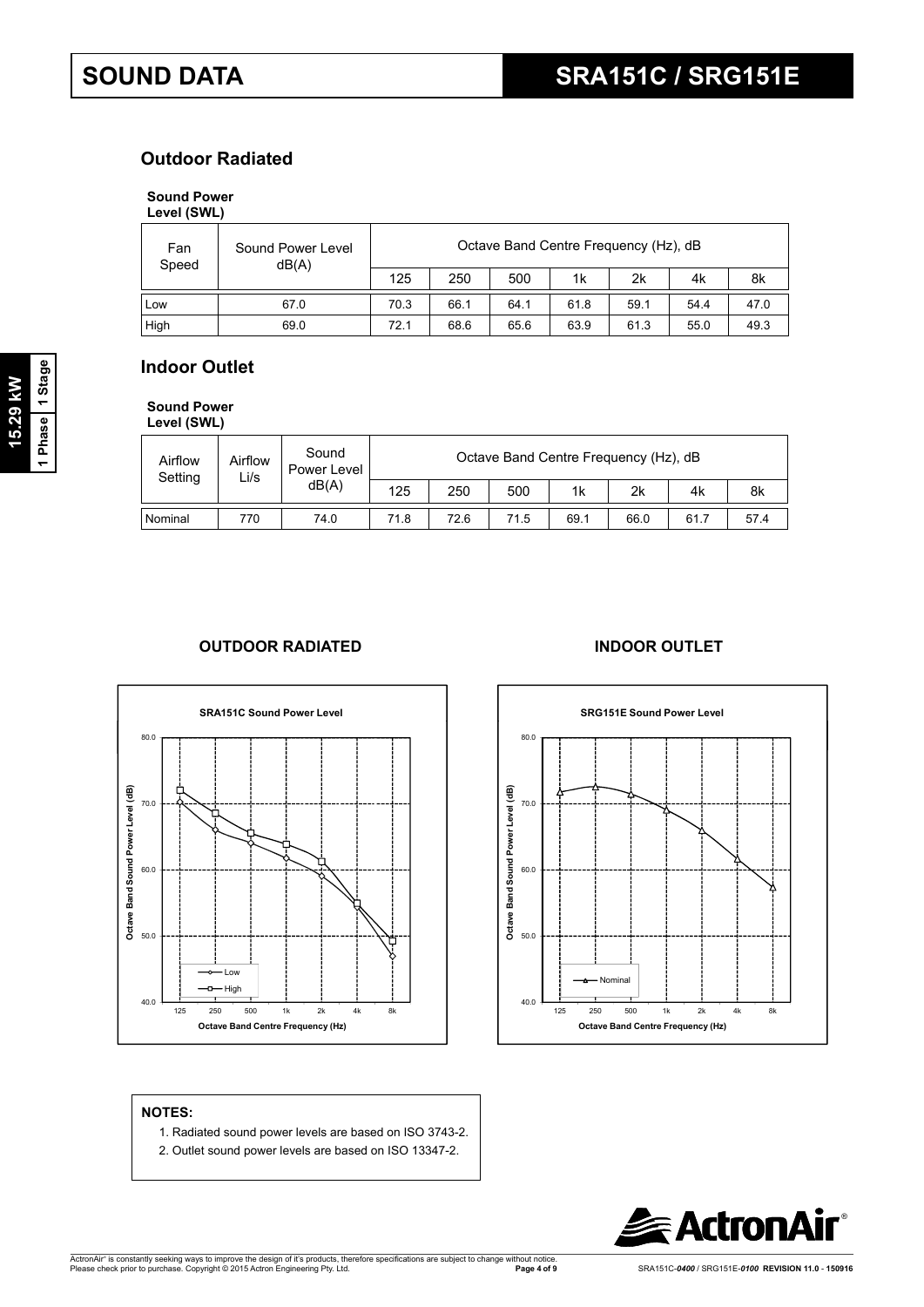# SOUND DATA

# SRA151C / SRG151E

15.29 kW | 1 Phase | 1 Stage

## Outdoor Radiated

**Sound Power Level (SWL)**

| Fan Speed | Sound Power Level dB(A) | Octave Band Centre Frequency (Hz), dB | | | | | | |
|---|---|---|---|---|---|---|---|---|
| | | 125 | 250 | 500 | 1k | 2k | 4k | 8k |
| Low | 67.0 | 70.3 | 66.1 | 64.1 | 61.8 | 59.1 | 54.4 | 47.0 |
| High | 69.0 | 72.1 | 68.6 | 65.6 | 63.9 | 61.3 | 55.0 | 49.3 |

## Indoor Outlet

**Sound Power Level (SWL)**

| Airflow Setting | Airflow Li/s | Sound Power Level dB(A) | Octave Band Centre Frequency (Hz), dB | | | | | | |
|---|---|---|---|---|---|---|---|---|---|
| | | | 125 | 250 | 500 | 1k | 2k | 4k | 8k |
| Nominal | 770 | 74.0 | 71.8 | 72.6 | 71.5 | 69.1 | 66.0 | 61.7 | 57.4 |

**OUTDOOR RADIATED**

**INDOOR OUTLET**

**NOTES:**

1. Radiated sound power levels are based on ISO 3743-2.
2. Outlet sound power levels are based on ISO 13347-2.

ActronAir® is constantly seeking ways to improve the design of it's products, therefore specifications are subject to change without notice. Please check prior to purchase. Copyright © 2015 Actron Engineering Pty. Ltd.

SRA151C-*0400* / SRG151E-*0100* **REVISION 11.0 - 150916**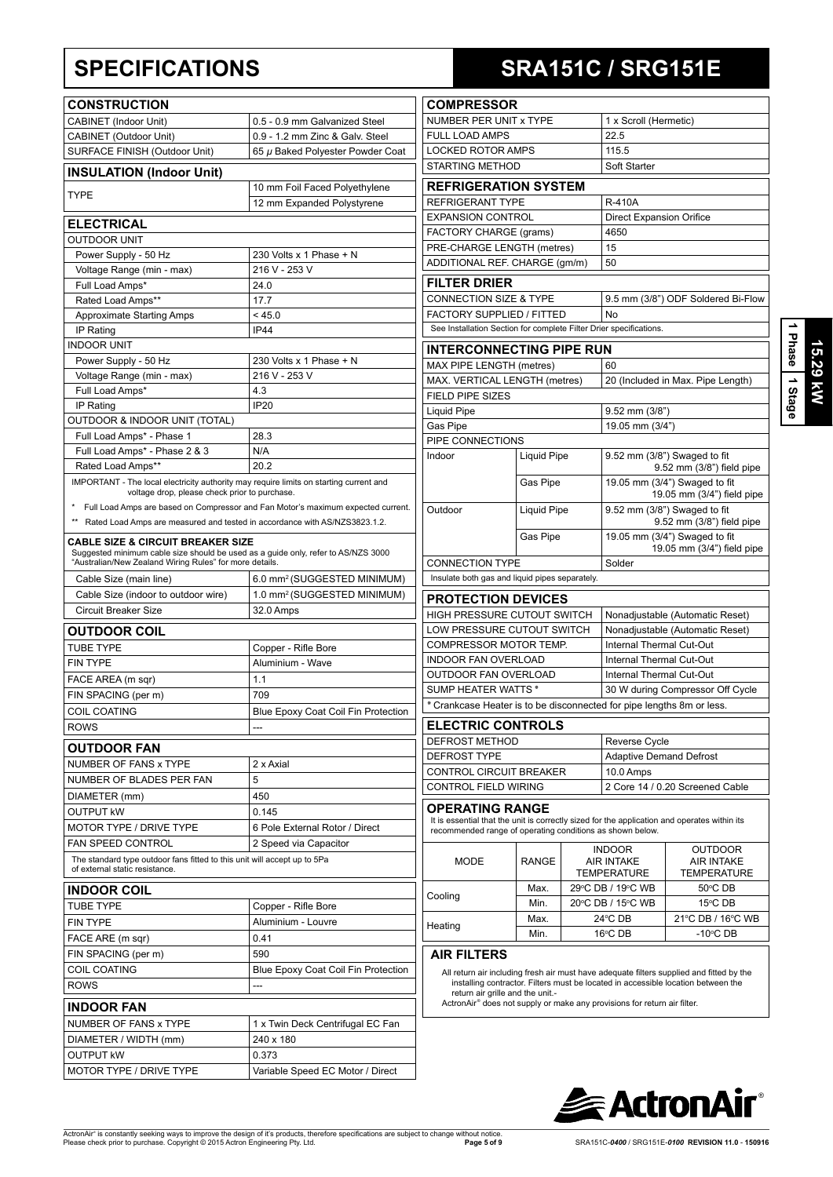# SPECIFICATIONS

# SRA151C / SRG151E

1 Phase | 1 Stage | 15.29 kW

## CONSTRUCTION

| CONSTRUCTION | |
|---|---|
| CABINET (Indoor Unit) | 0.5 - 0.9 mm Galvanized Steel |
| CABINET (Outdoor Unit) | 0.9 - 1.2 mm Zinc & Galv. Steel |
| SURFACE FINISH (Outdoor Unit) | 65 μ Baked Polyester Powder Coat |

## INSULATION (Indoor Unit)

| INSULATION (Indoor Unit) | |
|---|---|
| TYPE | 10 mm Foil Faced Polyethylene |
| | 12 mm Expanded Polystyrene |

## ELECTRICAL

| ELECTRICAL | |
|---|---|
| OUTDOOR UNIT | |
| Power Supply - 50 Hz | 230 Volts x 1 Phase + N |
| Voltage Range (min - max) | 216 V - 253 V |
| Full Load Amps* | 24.0 |
| Rated Load Amps** | 17.7 |
| Approximate Starting Amps | < 45.0 |
| IP Rating | IP44 |
| INDOOR UNIT | |
| Power Supply - 50 Hz | 230 Volts x 1 Phase + N |
| Voltage Range (min - max) | 216 V - 253 V |
| Full Load Amps* | 4.3 |
| IP Rating | IP20 |
| OUTDOOR & INDOOR UNIT (TOTAL) | |
| Full Load Amps* - Phase 1 | 28.3 |
| Full Load Amps* - Phase 2 & 3 | N/A |
| Rated Load Amps** | 20.2 |

IMPORTANT - The local electricity authority may require limits on starting current and voltage drop, please check prior to purchase.

\* Full Load Amps are based on Compressor and Fan Motor's maximum expected current.

\*\* Rated Load Amps are measured and tested in accordance with AS/NZS3823.1.2.

### CABLE SIZE & CIRCUIT BREAKER SIZE

Suggested minimum cable size should be used as a guide only, refer to AS/NZS 3000 "Australian/New Zealand Wiring Rules" for more details.

| | |
|---|---|
| Cable Size (main line) | 6.0 mm² (SUGGESTED MINIMUM) |
| Cable Size (indoor to outdoor wire) | 1.0 mm² (SUGGESTED MINIMUM) |
| Circuit Breaker Size | 32.0 Amps |

## OUTDOOR COIL

| OUTDOOR COIL | |
|---|---|
| TUBE TYPE | Copper - Rifle Bore |
| FIN TYPE | Aluminium - Wave |
| FACE AREA (m sqr) | 1.1 |
| FIN SPACING (per m) | 709 |
| COIL COATING | Blue Epoxy Coat Coil Fin Protection |
| ROWS | --- |

## OUTDOOR FAN

| OUTDOOR FAN | |
|---|---|
| NUMBER OF FANS x TYPE | 2 x Axial |
| NUMBER OF BLADES PER FAN | 5 |
| DIAMETER (mm) | 450 |
| OUTPUT kW | 0.145 |
| MOTOR TYPE / DRIVE TYPE | 6 Pole External Rotor / Direct |
| FAN SPEED CONTROL | 2 Speed via Capacitor |

The standard type outdoor fans fitted to this unit will accept up to 5Pa of external static resistance.

## INDOOR COIL

| INDOOR COIL | |
|---|---|
| TUBE TYPE | Copper - Rifle Bore |
| FIN TYPE | Aluminium - Louvre |
| FACE ARE (m sqr) | 0.41 |
| FIN SPACING (per m) | 590 |
| COIL COATING | Blue Epoxy Coat Coil Fin Protection |
| ROWS | --- |

## INDOOR FAN

| INDOOR FAN | |
|---|---|
| NUMBER OF FANS x TYPE | 1 x Twin Deck Centrifugal EC Fan |
| DIAMETER / WIDTH (mm) | 240 x 180 |
| OUTPUT kW | 0.373 |
| MOTOR TYPE / DRIVE TYPE | Variable Speed EC Motor / Direct |

## COMPRESSOR

| COMPRESSOR | |
|---|---|
| NUMBER PER UNIT x TYPE | 1 x Scroll (Hermetic) |
| FULL LOAD AMPS | 22.5 |
| LOCKED ROTOR AMPS | 115.5 |
| STARTING METHOD | Soft Starter |

## REFRIGERATION SYSTEM

| REFRIGERATION SYSTEM | |
|---|---|
| REFRIGERANT TYPE | R-410A |
| EXPANSION CONTROL | Direct Expansion Orifice |
| FACTORY CHARGE (grams) | 4650 |
| PRE-CHARGE LENGTH (metres) | 15 |
| ADDITIONAL REF. CHARGE (gm/m) | 50 |

## FILTER DRIER

| FILTER DRIER | |
|---|---|
| CONNECTION SIZE & TYPE | 9.5 mm (3/8") ODF Soldered Bi-Flow |
| FACTORY SUPPLIED / FITTED | No |

See Installation Section for complete Filter Drier specifications.

## INTERCONNECTING PIPE RUN

| INTERCONNECTING PIPE RUN | | |
|---|---|---|
| MAX PIPE LENGTH (metres) | | 60 |
| MAX. VERTICAL LENGTH (metres) | | 20 (Included in Max. Pipe Length) |
| FIELD PIPE SIZES | | |
| Liquid Pipe | | 9.52 mm (3/8") |
| Gas Pipe | | 19.05 mm (3/4") |
| PIPE CONNECTIONS | | |
| Indoor | Liquid Pipe | 9.52 mm (3/8") Swaged to fit 9.52 mm (3/8") field pipe |
| | Gas Pipe | 19.05 mm (3/4") Swaged to fit 19.05 mm (3/4") field pipe |
| Outdoor | Liquid Pipe | 9.52 mm (3/8") Swaged to fit 9.52 mm (3/8") field pipe |
| | Gas Pipe | 19.05 mm (3/4") Swaged to fit 19.05 mm (3/4") field pipe |
| CONNECTION TYPE | | Solder |

Insulate both gas and liquid pipes separately.

## PROTECTION DEVICES

| PROTECTION DEVICES | |
|---|---|
| HIGH PRESSURE CUTOUT SWITCH | Nonadjustable (Automatic Reset) |
| LOW PRESSURE CUTOUT SWITCH | Nonadjustable (Automatic Reset) |
| COMPRESSOR MOTOR TEMP. | Internal Thermal Cut-Out |
| INDOOR FAN OVERLOAD | Internal Thermal Cut-Out |
| OUTDOOR FAN OVERLOAD | Internal Thermal Cut-Out |
| SUMP HEATER WATTS * | 30 W during Compressor Off Cycle |

\* Crankcase Heater is to be disconnected for pipe lengths 8m or less.

## ELECTRIC CONTROLS

| ELECTRIC CONTROLS | |
|---|---|
| DEFROST METHOD | Reverse Cycle |
| DEFROST TYPE | Adaptive Demand Defrost |
| CONTROL CIRCUIT BREAKER | 10.0 Amps |
| CONTROL FIELD WIRING | 2 Core 14 / 0.20 Screened Cable |

## OPERATING RANGE

It is essential that the unit is correctly sized for the application and operates within its recommended range of operating conditions as shown below.

| MODE | RANGE | INDOOR AIR INTAKE TEMPERATURE | OUTDOOR AIR INTAKE TEMPERATURE |
|---|---|---|---|
| Cooling | Max. | 29°C DB / 19°C WB | 50°C DB |
| | Min. | 20°C DB / 15°C WB | 15°C DB |
| Heating | Max. | 24°C DB | 21°C DB / 16°C WB |
| | Min. | 16°C DB | -10°C DB |

## AIR FILTERS

All return air including fresh air must have adequate filters supplied and fitted by the installing contractor. Filters must be located in accessible location between the return air grille and the unit.-

ActronAir® does not supply or make any provisions for return air filter.

ActronAir® is constantly seeking ways to improve the design of it's products, therefore specifications are subject to change without notice. Please check prior to purchase. Copyright © 2015 Actron Engineering Pty. Ltd.

SRA151C-*0400* / SRG151E-*0100* REVISION 11.0 - 150916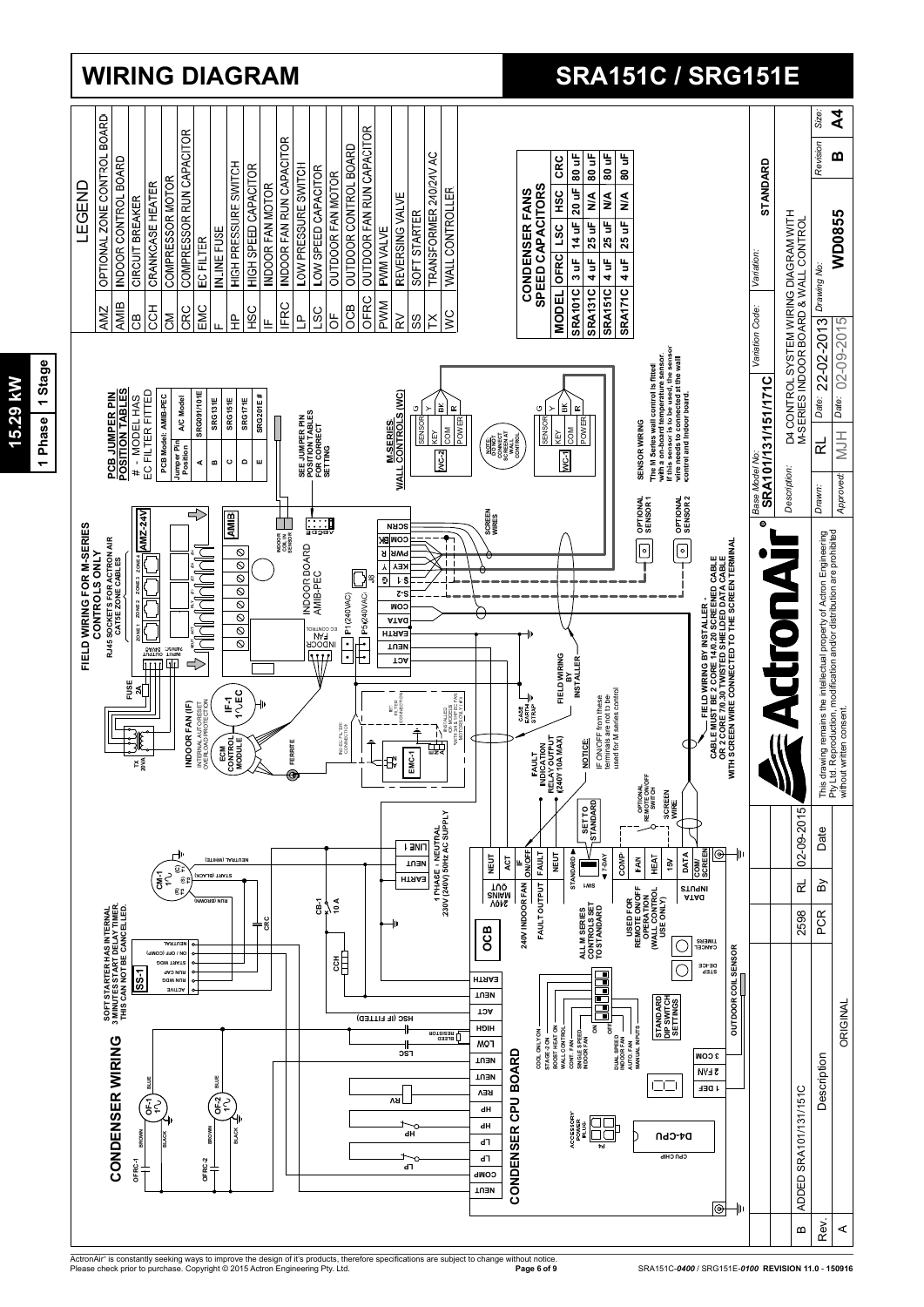# WIRING DIAGRAM

# SRA151C / SRG151E

**15.29 kW** | **1 Phase** | **1 Stage**

## LEGEND

| | |
|---|---|
| AMZ | OPTIONAL ZONE CONTROL BOARD |
| AMIB | INDOOR CONTROL BOARD |
| CB | CIRCUIT BREAKER |
| CCH | CRANKCASE HEATER |
| CM | COMPRESSOR MOTOR |
| CRC | COMPRESSOR RUN CAPACITOR |
| EMC | EC FILTER |
| F | INLINE FUSE |
| HP | HIGH PRESSURE SWITCH |
| HSC | HIGH SPEED CAPACITOR |
| IF | INDOOR FAN MOTOR |
| IFRC | INDOOR FAN RUN CAPACITOR |
| LP | LOW PRESSURE SWITCH |
| LSC | LOW SPEED CAPACITOR |
| OF | OUTDOOR FAN MOTOR |
| OCB | OUTDOOR CONTROL BOARD |
| OFRC | OUTDOOR FAN RUN CAPACITOR |
| PWM | PWM VALVE |
| RV | REVERSING VALVE |
| SS | SOFT STARTER |
| TX | TRANSFORMER 240/24V AC |
| WC | WALL CONTROLLER |

### CONDENSER FANS SPEED CAPACITORS

| MODEL | OFRC | LSC | HSC | CRC |
|---|---|---|---|---|
| SRA101C | 3 uF | 14 uF | 20 uF | 80 uF |
| SRA131C | 4 uF | 25 uF | N/A | 80 uF |
| SRA151C | 4 uF | 25 uF | N/A | 80 uF |
| SRA171C | 4 uF | 25 uF | N/A | 80 uF |

### PCB JUMPER PIN POSITION TABLES

\# - MODEL HAS EC FILTER FITTED

PCB Model: AMIB-PEC

| Jumper Pin Position | A/C Model |
|---|---|
| A | SRG091/101E |
| B | SRG131E |
| C | SRG151E |
| D | SRG171E |
| E | SRG201E # |

SEE JUMPER PIN POSITION TABLES FOR CORRECT SETTING

## CONDENSER WIRING

SOFT STARTER HAS INTERNAL 3 MINUTES START DELAY TIMER. THIS CAN NOT BE CANCELLED.

SS-1: ACTIVE, RUN WDG, RUN CAP, START WDG, ON / OFF (COMP), NEUTRAL

OFRC-1, OF-1 1~ (BROWN, BLACK, BLUE); OFRC-2, OF-2 1~ (BROWN, BLACK, BLUE)

CM-1 1~ (R) (S) (C): START (BLACK), RUN (BROWN), NEUTRAL (WHITE); CRC

CB-1 10 A; CCH

EARTH, NEUT, LINE 1 — 1 PHASE - NEUTRAL 230V (240V) 50Hz AC SUPPLY

HSC (IF FITTED); BLEED RESISTOR; LSC

## CONDENSER CPU BOARD

NEUT, COMP, LP, LP, HP, HP, REV, NEUT, NEUT, LOW, HIGH, ACT, NEUT, EARTH

ACCESSORY POWER PLUG P4; D4-CPU; CPU CHIP; 1 DEF, 2 FAN, 3 COM

COOL ONLY ON / STAGE 2 ON / BOOST HEAT ON / WALL CONTROL / CONT. FAN / SINGLE SPEED INDOOR FAN / DUAL SPEED INDOOR FAN / AUTO. FAN / MANUAL INPUTS

STANDARD DIP SWITCH SETTINGS

CANCEL TIMERS; STEP DE-ICE; OUTDOOR COIL SENSOR

OCB: 240V INDOOR FAN / 240V MAINS OUT (EARTH, NEUT, ACT); FAULT OUTPUT (FAULT, NEUT); IF ON/OFF; SW1 STANDARD / 7-DAY; COMP, FAN, HEAT, 15V, DATA, COM/SCREEN (DATA INPUTS)

ALL M SERIES CONTROLS SET TO STANDARD

USED FOR REMOTE ON/OFF OPERATION (WALL CONTROL USE ONLY)

SET TO STANDARD

OPTIONAL REMOTE ON/OFF SWITCH; SCREEN WIRE

FAULT INDICATION RELAY OUTPUT (240V 10A MAX)

NOTICE: IF ON/OFF from these terminals are not to be used for M series control

## FIELD WIRING FOR M-SERIES CONTROLS ONLY

RJ45 SOCKETS FOR ACTRON AIR CAT5E ZONE CABLES

AMZ-24V: ZONE 1, ZONE 2, ZONE 3, ZONE 4; 24VAC INPUT / 24VAC OUTPUT; FUSE 2A

TX 20VA

INDOOR FAN (IF): INTERNAL AUTO-RESET OVERLOAD PROTECTION; ECM CONTROL MODULE; IF-1 1~ EC; FERRITE

EC FILTER CONNECTOR; EMC-1; EC FILTER CONNECTOR INSTALLED ON MODELS WITH EC FILTER FITTED

CASE EARTH STRAP

FIELD WIRING BY INSTALLER

INDOOR BOARD AMIB-PEC: INDOOR FAN EC CONTROL; P1 (240VAC); P5 (240VAC); J8; AMIB; INDOOR COIL SENSOR; J1 A B C D E

ACT, NEUT, EARTH, DATA, COM, S-2, S-1, G, KEY, Y, PWR, BK, COM, R, SCRN

SCREEN WIRES

OPTIONAL SENSOR 1; OPTIONAL SENSOR 2

M-SERIES WALL CONTROLS (WC): WC-2 / WC-1 — SENSOR G, KEY Y, COM BK, POWER R

NOTE: DO NOT CONNECT SCREEN AT WALL CONTROL

**SENSOR WIRING**

The M Series wall control is fitted with a on-board temperature sensor. If this sensor is to be used, the sensor wire needs to connected at the wall control and indoor board.

FIELD WIRING BY INSTALLER - CABLE MUST BE 2 CORE 14/0.20 SCREENED CABLE OR 2 CORE 7/0.30 TWISTED SHIELDED DATA CABLE WITH SCREEN WIRE CONNECTED TO THE SCREEN TERMINAL

| Rev. | Description | PCR | By | Date |
|---|---|---|---|---|
| B | ADDED SRA101/131/151C | 2598 | RL | 02-09-2015 |
| A | ORIGINAL | | | |

ActronAir®

This drawing remains the intellectual property of Actron Engineering Pty Ltd. Reproduction, modification and/or distribution are prohibited without written consent.

| | |
|---|---|
| Base Model No: | SRA101/131/151/171C |
| Variation Code: | |
| Variation: | STANDARD |
| Description: | D4 CONTROL SYSTEM WIRING DIAGRAM WITH M-SERIES INDOOR BOARD & WALL CONTROL |
| Drawn: | RL — Date: 22-02-2013 |
| Approved: | MJH — Date: 02-09-2015 |
| Drawing No: | WD0855 |
| Revision | B |
| Size: | A4 |

ActronAir® is constantly seeking ways to improve the design of it's products, therefore specifications are subject to change without notice.
Please check prior to purchase. Copyright © 2015 Actron Engineering Pty. Ltd.

SRA151C-*0400* / SRG151E-*0100* REVISION 11.0 - 150916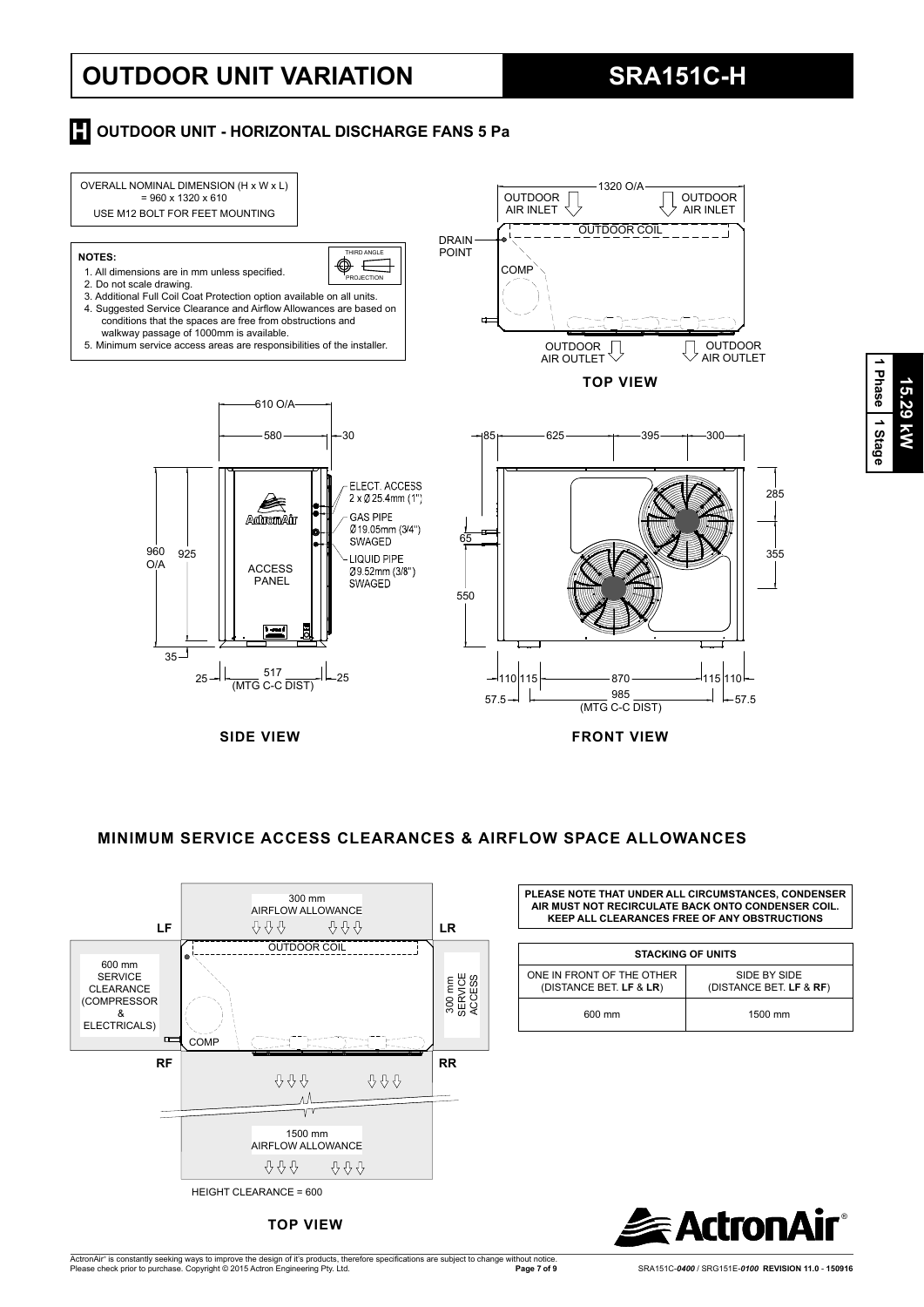# OUTDOOR UNIT VARIATION

# SRA151C-H

## H OUTDOOR UNIT - HORIZONTAL DISCHARGE FANS 5 Pa

OVERALL NOMINAL DIMENSION (H x W x L) = 960 x 1320 x 610

USE M12 BOLT FOR FEET MOUNTING

**NOTES:**

1. All dimensions are in mm unless specified.
2. Do not scale drawing.
3. Additional Full Coil Coat Protection option available on all units.
4. Suggested Service Clearance and Airflow Allowances are based on conditions that the spaces are free from obstructions and walkway passage of 1000mm is available.
5. Minimum service access areas are responsibilities of the installer.

THIRD ANGLE PROJECTION

TOP VIEW: 1320 O/A; OUTDOOR AIR INLET; OUTDOOR AIR INLET; OUTDOOR COIL; DRAIN POINT; COMP; OUTDOOR AIR OUTLET; OUTDOOR AIR OUTLET

SIDE VIEW: 610 O/A; 580; 30; ELECT. ACCESS 2 x Ø 25.4mm (1"); GAS PIPE Ø19.05mm (3/4") SWAGED; LIQUID PIPE Ø9.52mm (3/8") SWAGED; ACCESS PANEL; 960 O/A; 925; 35; 25; 517 (MTG C-C DIST); 25

FRONT VIEW: 85; 625; 395; 300; 285; 355; 65; 550; 110; 115; 870; 115; 110; 57.5; 985 (MTG C-C DIST); 57.5

**1 Phase | 1 Stage | 15.29 kW**

## MINIMUM SERVICE ACCESS CLEARANCES & AIRFLOW SPACE ALLOWANCES

TOP VIEW: LF; LR; RF; RR; 300 mm AIRFLOW ALLOWANCE; OUTDOOR COIL; 600 mm SERVICE CLEARANCE (COMPRESSOR & ELECTRICALS); COMP; 300 mm SERVICE ACCESS; 1500 mm AIRFLOW ALLOWANCE; HEIGHT CLEARANCE = 600

**PLEASE NOTE THAT UNDER ALL CIRCUMSTANCES, CONDENSER AIR MUST NOT RECIRCULATE BACK ONTO CONDENSER COIL. KEEP ALL CLEARANCES FREE OF ANY OBSTRUCTIONS**

| STACKING OF UNITS | |
|---|---|
| ONE IN FRONT OF THE OTHER (DISTANCE BET. **LF** & **LR**) | SIDE BY SIDE (DISTANCE BET. **LF** & **RF**) |
| 600 mm | 1500 mm |

ActronAir®

ActronAir® is constantly seeking ways to improve the design of it's products, therefore specifications are subject to change without notice. Please check prior to purchase. Copyright © 2015 Actron Engineering Pty. Ltd.

SRA151C-*0400* / SRG151E-*0100* **REVISION 11.0 - 150916**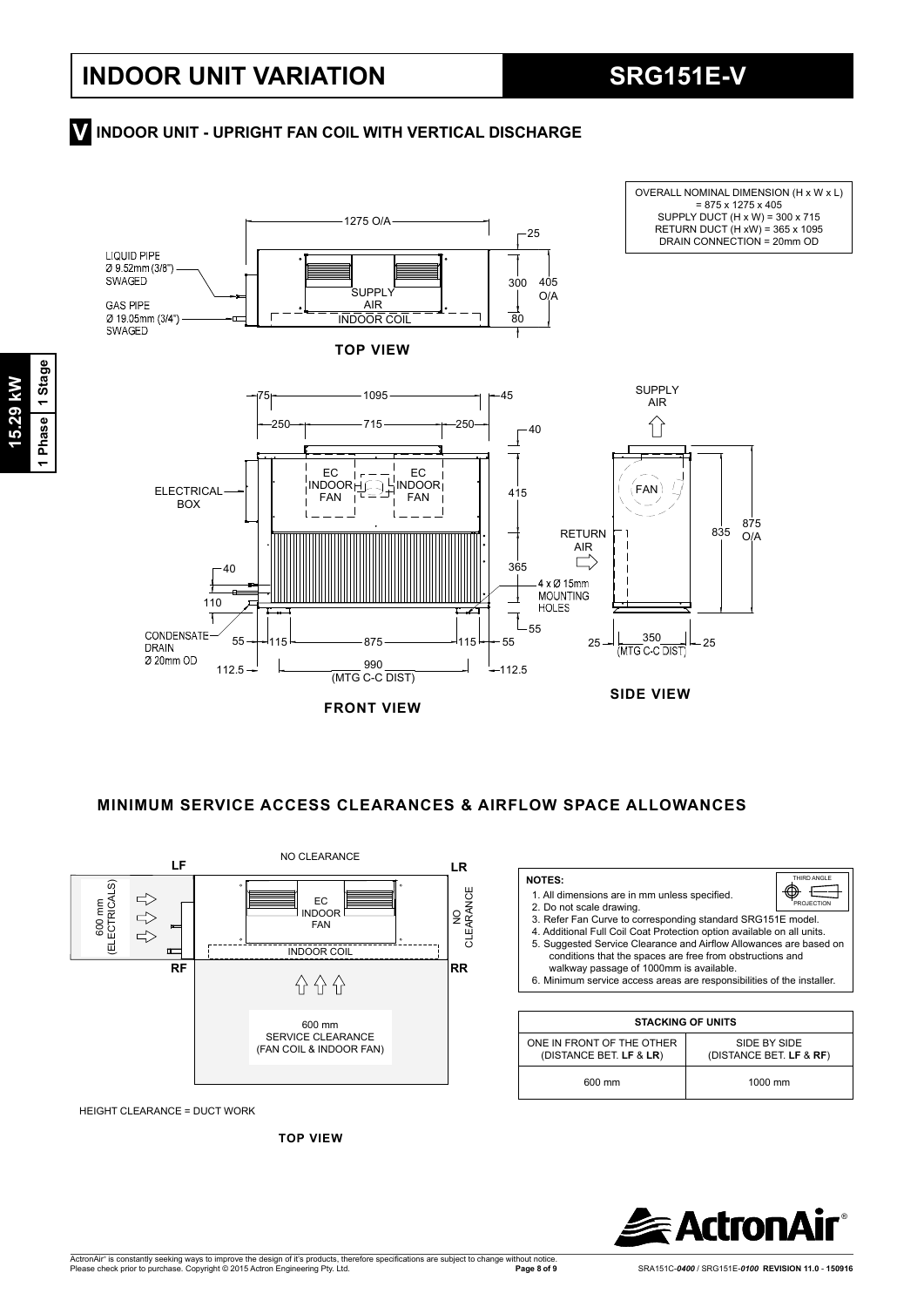# INDOOR UNIT VARIATION

# SRG151E-V

## V INDOOR UNIT - UPRIGHT FAN COIL WITH VERTICAL DISCHARGE

OVERALL NOMINAL DIMENSION (H x W x L) = 875 x 1275 x 405
SUPPLY DUCT (H x W) = 300 x 715
RETURN DUCT (H xW) = 365 x 1095
DRAIN CONNECTION = 20mm OD

1275 O/A

LIQUID PIPE Ø 9.52mm (3/8") SWAGED

GAS PIPE Ø 19.05mm (3/4") SWAGED

SUPPLY AIR

INDOOR COIL

25, 300, 405 O/A, 80

**TOP VIEW**

75, 1095, 45
250, 715, 250
40

ELECTRICAL BOX

EC INDOOR FAN

EC INDOOR FAN

415

365

40

110

4 x Ø 15mm MOUNTING HOLES

55

CONDENSATE DRAIN Ø 20mm OD

55, 115, 875, 115, 55

112.5, 990 (MTG C-C DIST), 112.5

**FRONT VIEW**

SUPPLY AIR

FAN

RETURN AIR

835, 875 O/A

25, 350 (MTG C-C DIST), 25

**SIDE VIEW**

15.29 kW | 1 Phase | 1 Stage

## MINIMUM SERVICE ACCESS CLEARANCES & AIRFLOW SPACE ALLOWANCES

NO CLEARANCE

LF, LR, RF, RR

600 mm (ELECTRICALS)

EC INDOOR FAN

INDOOR COIL

NO CLEARANCE

600 mm SERVICE CLEARANCE (FAN COIL & INDOOR FAN)

HEIGHT CLEARANCE = DUCT WORK

**TOP VIEW**

**NOTES:**

THIRD ANGLE PROJECTION

1. All dimensions are in mm unless specified.
2. Do not scale drawing.
3. Refer Fan Curve to corresponding standard SRG151E model.
4. Additional Full Coil Coat Protection option available on all units.
5. Suggested Service Clearance and Airflow Allowances are based on conditions that the spaces are free from obstructions and walkway passage of 1000mm is available.
6. Minimum service access areas are responsibilities of the installer.

| STACKING OF UNITS | |
|---|---|
| ONE IN FRONT OF THE OTHER (DISTANCE BET. LF & LR) | SIDE BY SIDE (DISTANCE BET. LF & RF) |
| 600 mm | 1000 mm |

ActronAir

ActronAir® is constantly seeking ways to improve the design of it's products, therefore specifications are subject to change without notice.
Please check prior to purchase. Copyright © 2015 Actron Engineering Pty. Ltd.

SRA151C-*0400* / SRG151E-*0100* REVISION 11.0 - 150916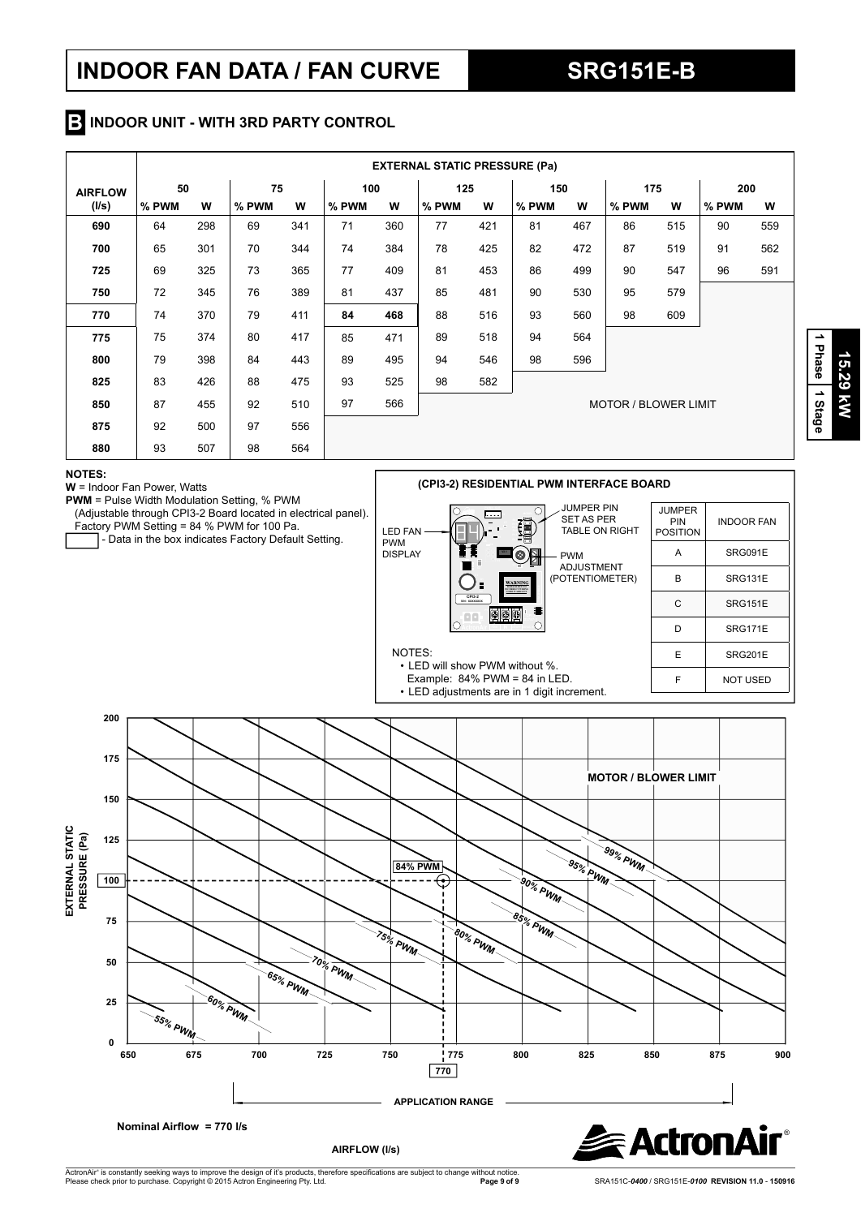# INDOOR FAN DATA / FAN CURVE

# SRG151E-B

## B INDOOR UNIT - WITH 3RD PARTY CONTROL

| AIRFLOW (l/s) | EXTERNAL STATIC PRESSURE (Pa) | | | | | | | | | | | | | |
|---|---|---|---|---|---|---|---|---|---|---|---|---|---|---|
| | 50 | | 75 | | 100 | | 125 | | 150 | | 175 | | 200 | |
| | % PWM | W | % PWM | W | % PWM | W | % PWM | W | % PWM | W | % PWM | W | % PWM | W |
| 690 | 64 | 298 | 69 | 341 | 71 | 360 | 77 | 421 | 81 | 467 | 86 | 515 | 90 | 559 |
| 700 | 65 | 301 | 70 | 344 | 74 | 384 | 78 | 425 | 82 | 472 | 87 | 519 | 91 | 562 |
| 725 | 69 | 325 | 73 | 365 | 77 | 409 | 81 | 453 | 86 | 499 | 90 | 547 | 96 | 591 |
| 750 | 72 | 345 | 76 | 389 | 81 | 437 | 85 | 481 | 90 | 530 | 95 | 579 | | |
| 770 | 74 | 370 | 79 | 411 | **84** | **468** | 88 | 516 | 93 | 560 | 98 | 609 | | |
| 775 | 75 | 374 | 80 | 417 | 85 | 471 | 89 | 518 | 94 | 564 | | | | |
| 800 | 79 | 398 | 84 | 443 | 89 | 495 | 94 | 546 | 98 | 596 | | | | |
| 825 | 83 | 426 | 88 | 475 | 93 | 525 | 98 | 582 | | | | | | |
| 850 | 87 | 455 | 92 | 510 | 97 | 566 | MOTOR / BLOWER LIMIT | | | | | | | |
| 875 | 92 | 500 | 97 | 556 | | | | | | | | | | |
| 880 | 93 | 507 | 98 | 564 | | | | | | | | | | |

15.29 kW
1 Phase | 1 Stage

**NOTES:**

**W** = Indoor Fan Power, Watts

**PWM** = Pulse Width Modulation Setting, % PWM
(Adjustable through CPI3-2 Board located in electrical panel).
Factory PWM Setting = 84 % PWM for 100 Pa.

- Data in the box indicates Factory Default Setting.

**(CPI3-2) RESIDENTIAL PWM INTERFACE BOARD**

LED FAN PWM DISPLAY

JUMPER PIN SET AS PER TABLE ON RIGHT

PWM ADJUSTMENT (POTENTIOMETER)

| JUMPER PIN POSITION | INDOOR FAN |
|---|---|
| A | SRG091E |
| B | SRG131E |
| C | SRG151E |
| D | SRG171E |
| E | SRG201E |
| F | NOT USED |

NOTES:
- LED will show PWM without %. Example: 84% PWM = 84 in LED.
- LED adjustments are in 1 digit increment.

EXTERNAL STATIC PRESSURE (Pa)

200
175
150
125
100
75
50
25
0

650 675 700 725 750 775 800 825 850 875 900

770

MOTOR / BLOWER LIMIT

99% PWM
95% PWM
90% PWM
85% PWM
84% PWM
80% PWM
75% PWM
70% PWM
65% PWM
60% PWM
55% PWM

APPLICATION RANGE

AIRFLOW (l/s)

**Nominal Airflow = 770 l/s**

ActronAir

ActronAir® is constantly seeking ways to improve the design of it's products, therefore specifications are subject to change without notice.
Please check prior to purchase. Copyright © 2015 Actron Engineering Pty. Ltd.

SRA151C-*0400* / SRG151E-*0100* **REVISION 11.0 - 150916**